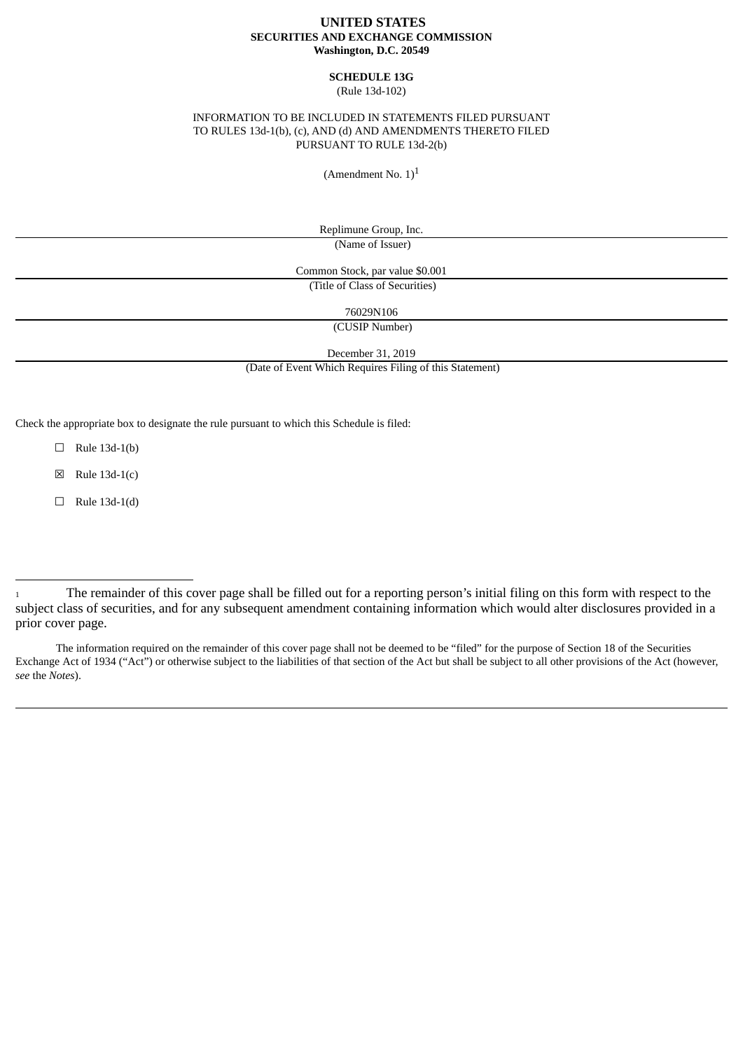**UNITED STATES**
**SECURITIES AND EXCHANGE COMMISSION**
**Washington, D.C. 20549**

**SCHEDULE 13G**
(Rule 13d-102)

INFORMATION TO BE INCLUDED IN STATEMENTS FILED PURSUANT TO RULES 13d-1(b), (c), AND (d) AND AMENDMENTS THERETO FILED PURSUANT TO RULE 13d-2(b)

(Amendment No. 1)[1]

Replimune Group, Inc.
(Name of Issuer)

Common Stock, par value $0.001
(Title of Class of Securities)

76029N106
(CUSIP Number)

December 31, 2019
(Date of Event Which Requires Filing of this Statement)

Check the appropriate box to designate the rule pursuant to which this Schedule is filed:

☐ Rule 13d-1(b)

☒ Rule 13d-1(c)

☐ Rule 13d-1(d)

---

[1] The remainder of this cover page shall be filled out for a reporting person's initial filing on this form with respect to the subject class of securities, and for any subsequent amendment containing information which would alter disclosures provided in a prior cover page.

The information required on the remainder of this cover page shall not be deemed to be "filed" for the purpose of Section 18 of the Securities Exchange Act of 1934 ("Act") or otherwise subject to the liabilities of that section of the Act but shall be subject to all other provisions of the Act (however, *see* the *Notes*).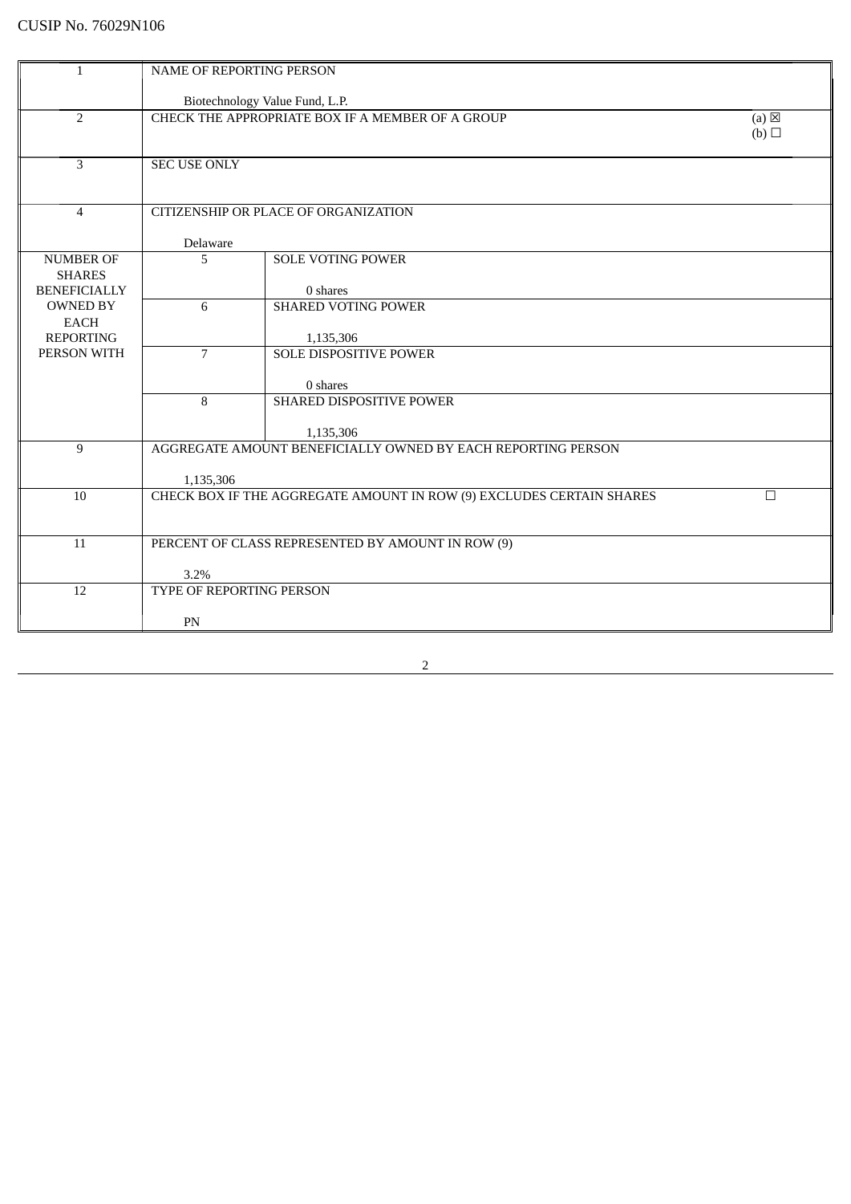CUSIP No. 76029N106

| 1 | NAME OF REPORTING PERSON<br><br>Biotechnology Value Fund, L.P. | |
|---|---|---|
| 2 | CHECK THE APPROPRIATE BOX IF A MEMBER OF A GROUP | (a) ☒<br>(b) ☐ |
| 3 | SEC USE ONLY | |
| 4 | CITIZENSHIP OR PLACE OF ORGANIZATION<br><br>Delaware | |
| NUMBER OF SHARES BENEFICIALLY OWNED BY EACH REPORTING PERSON WITH | 5 | SOLE VOTING POWER<br><br>0 shares |
| | 6 | SHARED VOTING POWER<br><br>1,135,306 |
| | 7 | SOLE DISPOSITIVE POWER<br><br>0 shares |
| | 8 | SHARED DISPOSITIVE POWER<br><br>1,135,306 |
| 9 | AGGREGATE AMOUNT BENEFICIALLY OWNED BY EACH REPORTING PERSON<br><br>1,135,306 | |
| 10 | CHECK BOX IF THE AGGREGATE AMOUNT IN ROW (9) EXCLUDES CERTAIN SHARES | ☐ |
| 11 | PERCENT OF CLASS REPRESENTED BY AMOUNT IN ROW (9)<br><br>3.2% | |
| 12 | TYPE OF REPORTING PERSON<br><br>PN | |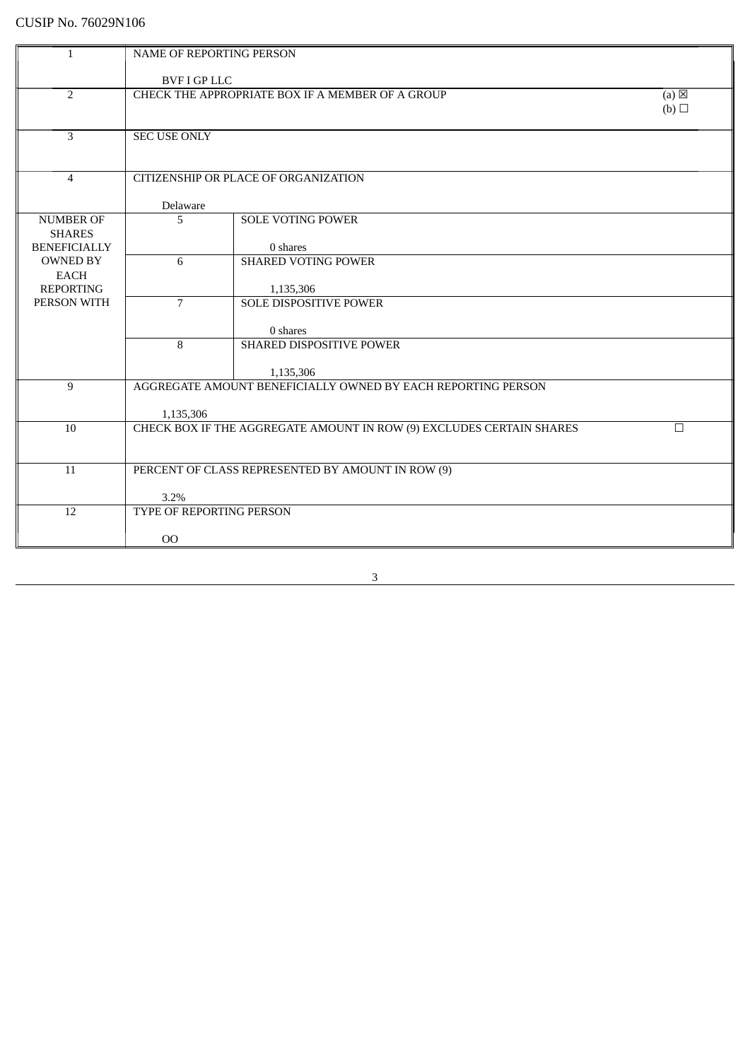CUSIP No. 76029N106

| 1 | NAME OF REPORTING PERSON<br><br>BVF I GP LLC | |
|---|---|---|
| 2 | CHECK THE APPROPRIATE BOX IF A MEMBER OF A GROUP | (a) ☒<br>(b) ☐ |
| 3 | SEC USE ONLY | |
| 4 | CITIZENSHIP OR PLACE OF ORGANIZATION<br><br>Delaware | |
| NUMBER OF SHARES BENEFICIALLY OWNED BY EACH REPORTING PERSON WITH | 5 | SOLE VOTING POWER<br><br>0 shares |
| | 6 | SHARED VOTING POWER<br><br>1,135,306 |
| | 7 | SOLE DISPOSITIVE POWER<br><br>0 shares |
| | 8 | SHARED DISPOSITIVE POWER<br><br>1,135,306 |
| 9 | AGGREGATE AMOUNT BENEFICIALLY OWNED BY EACH REPORTING PERSON<br><br>1,135,306 | |
| 10 | CHECK BOX IF THE AGGREGATE AMOUNT IN ROW (9) EXCLUDES CERTAIN SHARES | ☐ |
| 11 | PERCENT OF CLASS REPRESENTED BY AMOUNT IN ROW (9)<br><br>3.2% | |
| 12 | TYPE OF REPORTING PERSON<br><br>OO | |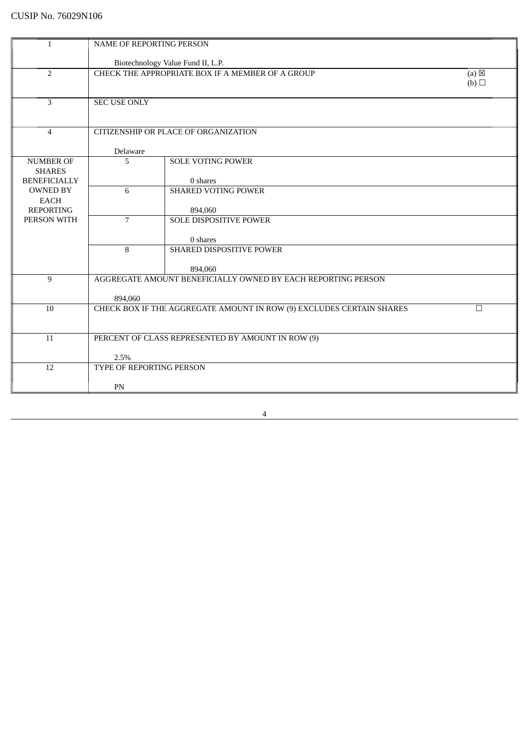CUSIP No. 76029N106

| 1 | NAME OF REPORTING PERSON<br><br>Biotechnology Value Fund II, L.P. | |
|---|---|---|
| 2 | CHECK THE APPROPRIATE BOX IF A MEMBER OF A GROUP | (a) ☒<br>(b) ☐ |
| 3 | SEC USE ONLY | |
| 4 | CITIZENSHIP OR PLACE OF ORGANIZATION<br><br>Delaware | |
| NUMBER OF SHARES BENEFICIALLY OWNED BY EACH REPORTING PERSON WITH | 5 | SOLE VOTING POWER<br><br>0 shares |
| | 6 | SHARED VOTING POWER<br><br>894,060 |
| | 7 | SOLE DISPOSITIVE POWER<br><br>0 shares |
| | 8 | SHARED DISPOSITIVE POWER<br><br>894,060 |
| 9 | AGGREGATE AMOUNT BENEFICIALLY OWNED BY EACH REPORTING PERSON<br><br>894,060 | |
| 10 | CHECK BOX IF THE AGGREGATE AMOUNT IN ROW (9) EXCLUDES CERTAIN SHARES | ☐ |
| 11 | PERCENT OF CLASS REPRESENTED BY AMOUNT IN ROW (9)<br><br>2.5% | |
| 12 | TYPE OF REPORTING PERSON<br><br>PN | |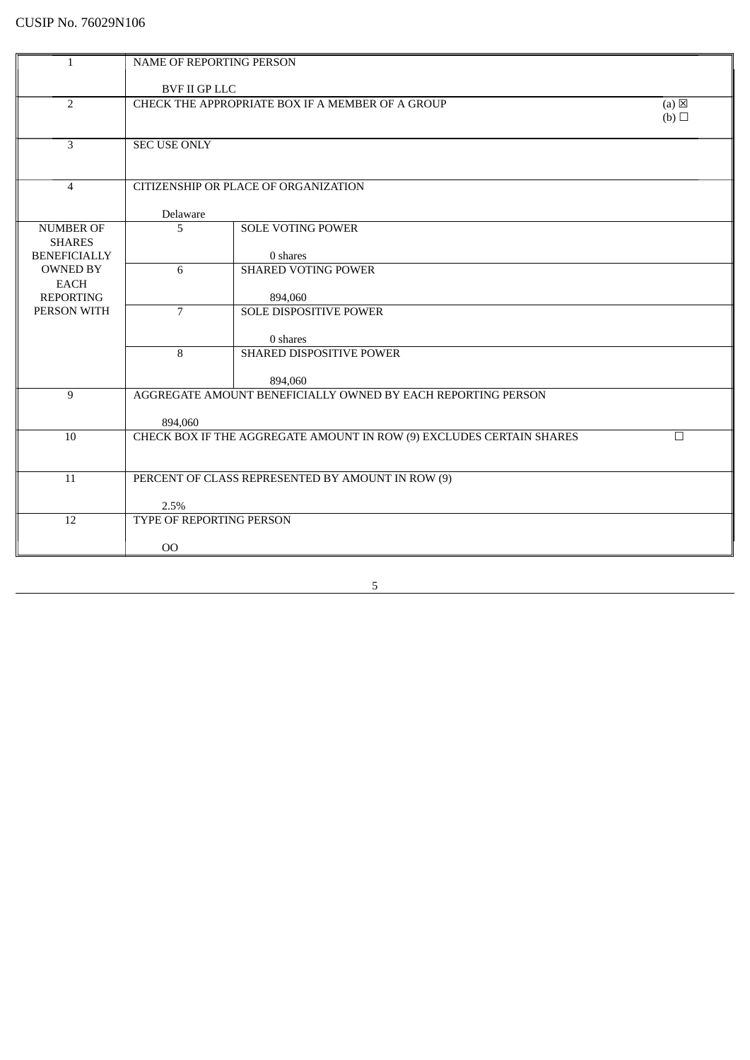CUSIP No. 76029N106

| | | | |
|---|---|---|---|
| 1 | NAME OF REPORTING PERSON<br><br>BVF II GP LLC | | |
| 2 | CHECK THE APPROPRIATE BOX IF A MEMBER OF A GROUP | | (a) ☒<br>(b) ☐ |
| 3 | SEC USE ONLY | | |
| 4 | CITIZENSHIP OR PLACE OF ORGANIZATION<br><br>Delaware | | |
| NUMBER OF SHARES BENEFICIALLY OWNED BY EACH REPORTING PERSON WITH | 5 | SOLE VOTING POWER<br><br>0 shares | |
| | 6 | SHARED VOTING POWER<br><br>894,060 | |
| | 7 | SOLE DISPOSITIVE POWER<br><br>0 shares | |
| | 8 | SHARED DISPOSITIVE POWER<br><br>894,060 | |
| 9 | AGGREGATE AMOUNT BENEFICIALLY OWNED BY EACH REPORTING PERSON<br><br>894,060 | | |
| 10 | CHECK BOX IF THE AGGREGATE AMOUNT IN ROW (9) EXCLUDES CERTAIN SHARES | | ☐ |
| 11 | PERCENT OF CLASS REPRESENTED BY AMOUNT IN ROW (9)<br><br>2.5% | | |
| 12 | TYPE OF REPORTING PERSON<br><br>OO | | |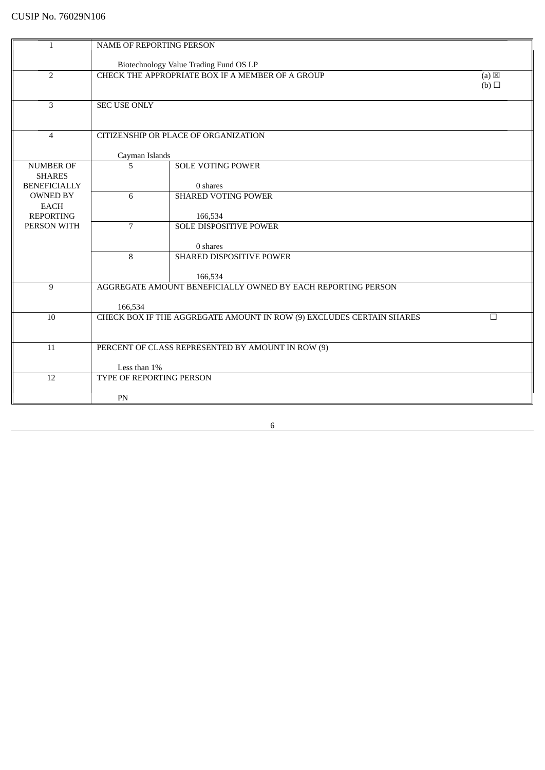CUSIP No. 76029N106

| | | | |
|---|---|---|---|
| 1 | NAME OF REPORTING PERSON<br><br>Biotechnology Value Trading Fund OS LP | | |
| 2 | CHECK THE APPROPRIATE BOX IF A MEMBER OF A GROUP | | (a) ☒<br>(b) ☐ |
| 3 | SEC USE ONLY | | |
| 4 | CITIZENSHIP OR PLACE OF ORGANIZATION<br><br>Cayman Islands | | |
| NUMBER OF SHARES BENEFICIALLY OWNED BY EACH REPORTING PERSON WITH | 5 | SOLE VOTING POWER<br><br>0 shares | |
| | 6 | SHARED VOTING POWER<br><br>166,534 | |
| | 7 | SOLE DISPOSITIVE POWER<br><br>0 shares | |
| | 8 | SHARED DISPOSITIVE POWER<br><br>166,534 | |
| 9 | AGGREGATE AMOUNT BENEFICIALLY OWNED BY EACH REPORTING PERSON<br><br>166,534 | | |
| 10 | CHECK BOX IF THE AGGREGATE AMOUNT IN ROW (9) EXCLUDES CERTAIN SHARES | | ☐ |
| 11 | PERCENT OF CLASS REPRESENTED BY AMOUNT IN ROW (9)<br><br>Less than 1% | | |
| 12 | TYPE OF REPORTING PERSON<br><br>PN | | |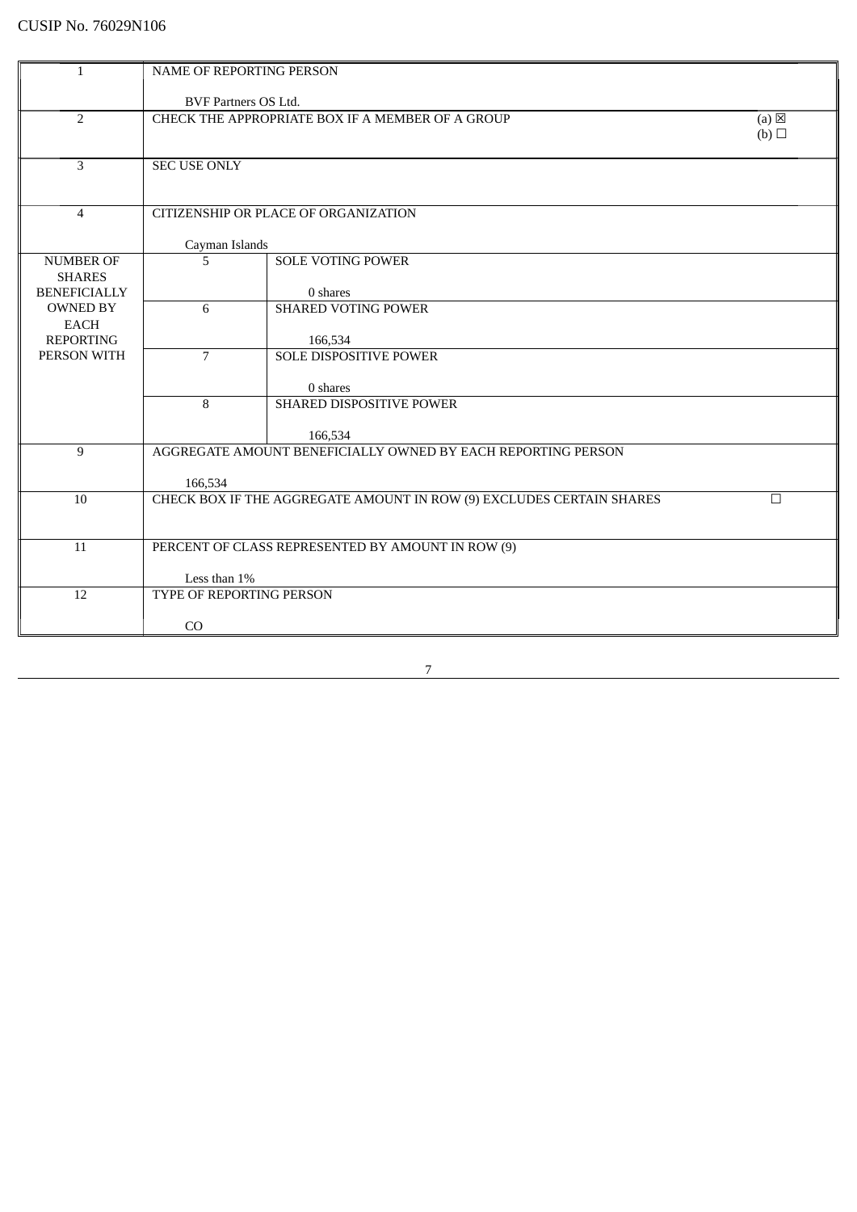CUSIP No. 76029N106

| | | | |
|---|---|---|---|
| 1 | NAME OF REPORTING PERSON<br><br>BVF Partners OS Ltd. | | |
| 2 | CHECK THE APPROPRIATE BOX IF A MEMBER OF A GROUP | | (a) ☒<br>(b) ☐ |
| 3 | SEC USE ONLY | | |
| 4 | CITIZENSHIP OR PLACE OF ORGANIZATION<br><br>Cayman Islands | | |
| NUMBER OF SHARES BENEFICIALLY OWNED BY EACH REPORTING PERSON WITH | 5 | SOLE VOTING POWER<br><br>0 shares | |
| | 6 | SHARED VOTING POWER<br><br>166,534 | |
| | 7 | SOLE DISPOSITIVE POWER<br><br>0 shares | |
| | 8 | SHARED DISPOSITIVE POWER<br><br>166,534 | |
| 9 | AGGREGATE AMOUNT BENEFICIALLY OWNED BY EACH REPORTING PERSON<br><br>166,534 | | |
| 10 | CHECK BOX IF THE AGGREGATE AMOUNT IN ROW (9) EXCLUDES CERTAIN SHARES | | ☐ |
| 11 | PERCENT OF CLASS REPRESENTED BY AMOUNT IN ROW (9)<br><br>Less than 1% | | |
| 12 | TYPE OF REPORTING PERSON<br><br>CO | | |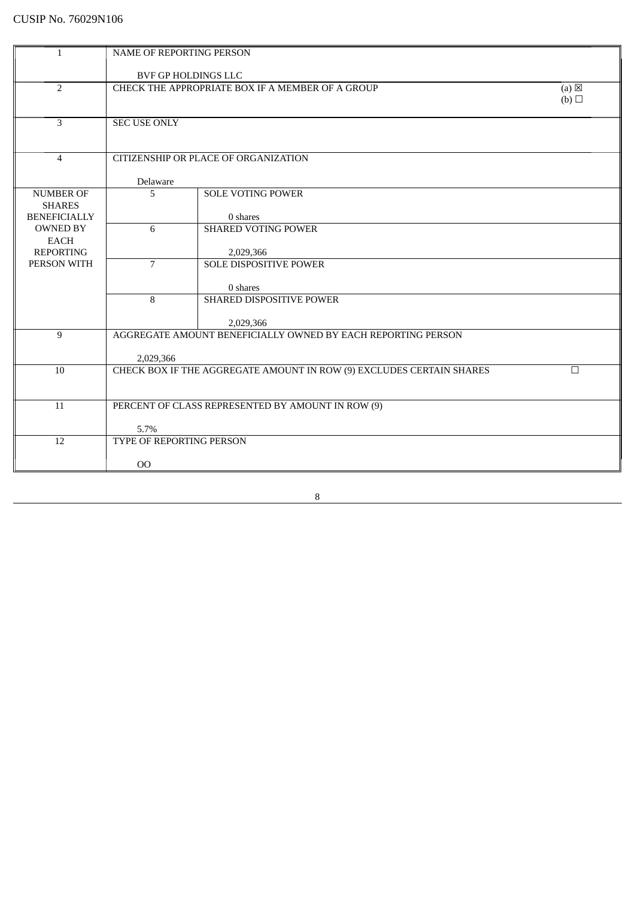CUSIP No. 76029N106

| | | | |
|---|---|---|---|
| 1 | NAME OF REPORTING PERSON<br><br>BVF GP HOLDINGS LLC | | |
| 2 | CHECK THE APPROPRIATE BOX IF A MEMBER OF A GROUP | | (a) ☒<br>(b) ☐ |
| 3 | SEC USE ONLY | | |
| 4 | CITIZENSHIP OR PLACE OF ORGANIZATION<br><br>Delaware | | |
| NUMBER OF SHARES BENEFICIALLY OWNED BY EACH REPORTING PERSON WITH | 5 | SOLE VOTING POWER<br><br>0 shares | |
| | 6 | SHARED VOTING POWER<br><br>2,029,366 | |
| | 7 | SOLE DISPOSITIVE POWER<br><br>0 shares | |
| | 8 | SHARED DISPOSITIVE POWER<br><br>2,029,366 | |
| 9 | AGGREGATE AMOUNT BENEFICIALLY OWNED BY EACH REPORTING PERSON<br><br>2,029,366 | | |
| 10 | CHECK BOX IF THE AGGREGATE AMOUNT IN ROW (9) EXCLUDES CERTAIN SHARES | | ☐ |
| 11 | PERCENT OF CLASS REPRESENTED BY AMOUNT IN ROW (9)<br><br>5.7% | | |
| 12 | TYPE OF REPORTING PERSON<br><br>OO | | |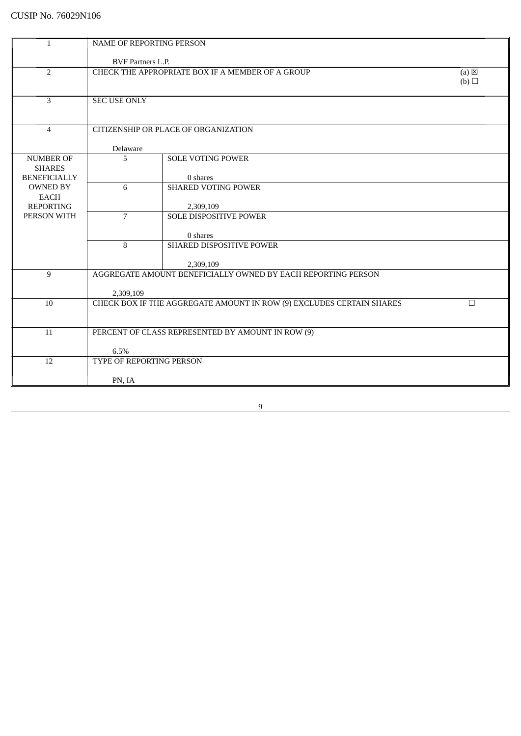CUSIP No. 76029N106

| 1 | NAME OF REPORTING PERSON<br><br>BVF Partners L.P. | |
|---|---|---|
| 2 | CHECK THE APPROPRIATE BOX IF A MEMBER OF A GROUP | (a) ☒<br>(b) ☐ |
| 3 | SEC USE ONLY | |
| 4 | CITIZENSHIP OR PLACE OF ORGANIZATION<br><br>Delaware | |
| NUMBER OF SHARES BENEFICIALLY OWNED BY EACH REPORTING PERSON WITH | 5 | SOLE VOTING POWER<br><br>0 shares |
| | 6 | SHARED VOTING POWER<br><br>2,309,109 |
| | 7 | SOLE DISPOSITIVE POWER<br><br>0 shares |
| | 8 | SHARED DISPOSITIVE POWER<br><br>2,309,109 |
| 9 | AGGREGATE AMOUNT BENEFICIALLY OWNED BY EACH REPORTING PERSON<br><br>2,309,109 | |
| 10 | CHECK BOX IF THE AGGREGATE AMOUNT IN ROW (9) EXCLUDES CERTAIN SHARES | ☐ |
| 11 | PERCENT OF CLASS REPRESENTED BY AMOUNT IN ROW (9)<br><br>6.5% | |
| 12 | TYPE OF REPORTING PERSON<br><br>PN, IA | |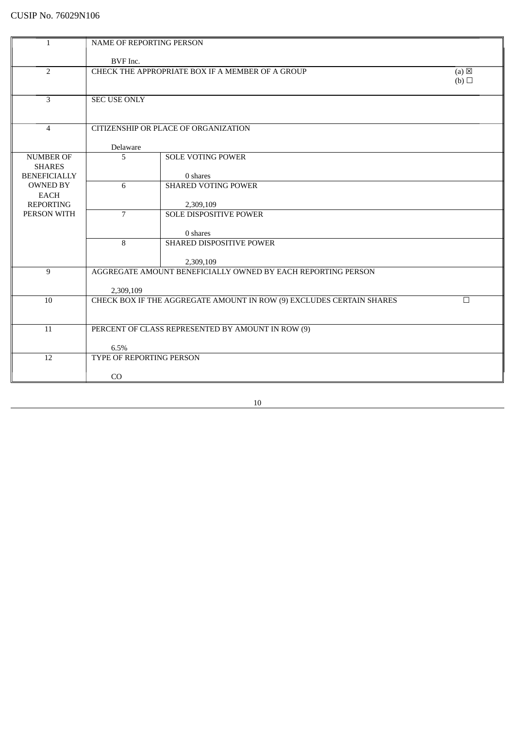CUSIP No. 76029N106

| 1 | NAME OF REPORTING PERSON<br><br>BVF Inc. | | |
|---|---|---|---|
| 2 | CHECK THE APPROPRIATE BOX IF A MEMBER OF A GROUP | | (a) ☒<br>(b) ☐ |
| 3 | SEC USE ONLY | | |
| 4 | CITIZENSHIP OR PLACE OF ORGANIZATION<br><br>Delaware | | |
| NUMBER OF SHARES BENEFICIALLY OWNED BY EACH REPORTING PERSON WITH | 5 | SOLE VOTING POWER<br><br>0 shares | |
| | 6 | SHARED VOTING POWER<br><br>2,309,109 | |
| | 7 | SOLE DISPOSITIVE POWER<br><br>0 shares | |
| | 8 | SHARED DISPOSITIVE POWER<br><br>2,309,109 | |
| 9 | AGGREGATE AMOUNT BENEFICIALLY OWNED BY EACH REPORTING PERSON<br><br>2,309,109 | | |
| 10 | CHECK BOX IF THE AGGREGATE AMOUNT IN ROW (9) EXCLUDES CERTAIN SHARES | | ☐ |
| 11 | PERCENT OF CLASS REPRESENTED BY AMOUNT IN ROW (9)<br><br>6.5% | | |
| 12 | TYPE OF REPORTING PERSON<br><br>CO | | |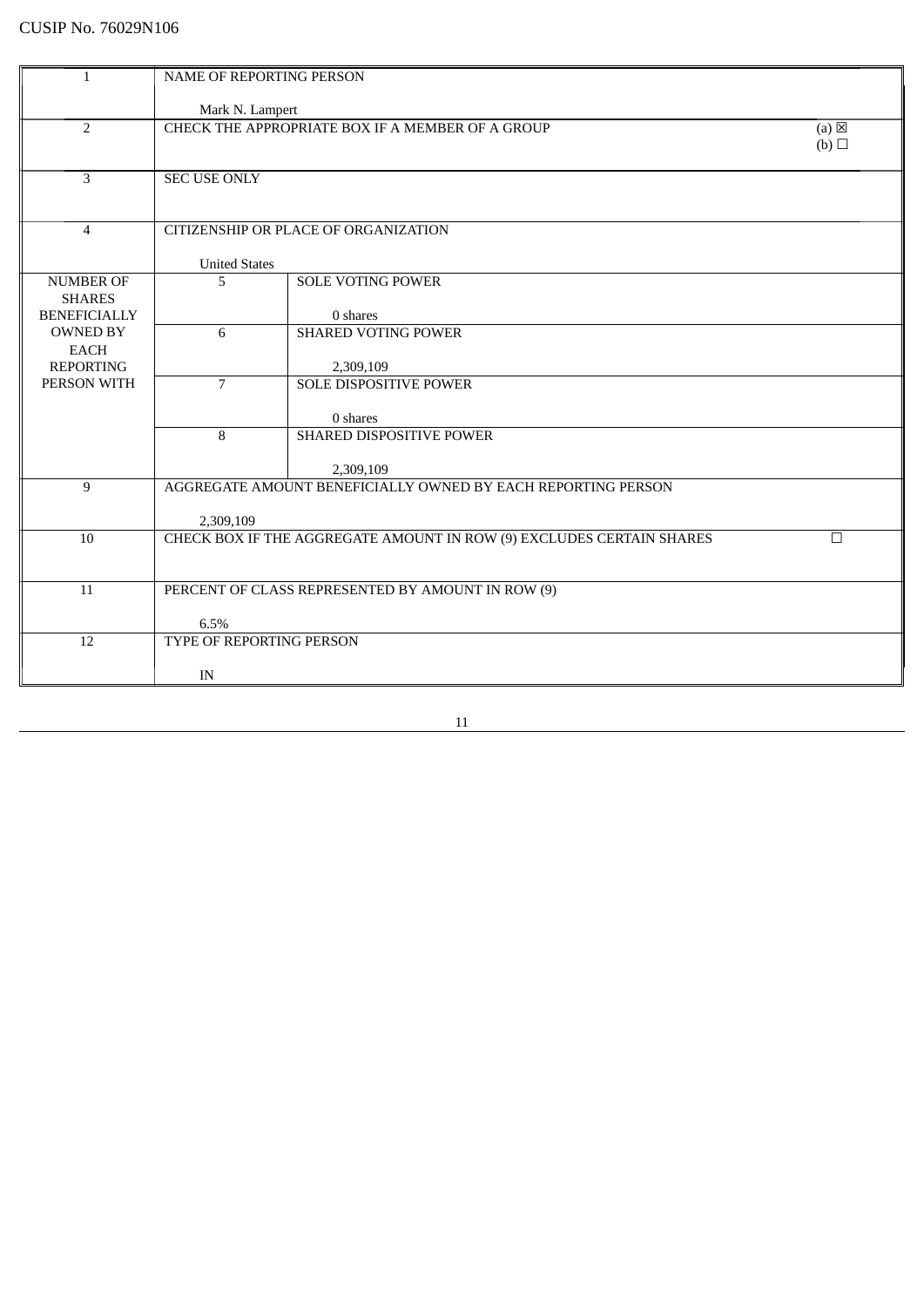CUSIP No. 76029N106

| | | | |
|---|---|---|---|
| 1 | NAME OF REPORTING PERSON<br><br>Mark N. Lampert | | |
| 2 | CHECK THE APPROPRIATE BOX IF A MEMBER OF A GROUP | | (a) ☒<br>(b) ☐ |
| 3 | SEC USE ONLY | | |
| 4 | CITIZENSHIP OR PLACE OF ORGANIZATION<br><br>United States | | |
| NUMBER OF SHARES BENEFICIALLY OWNED BY EACH REPORTING PERSON WITH | 5 | SOLE VOTING POWER<br><br>0 shares | |
| | 6 | SHARED VOTING POWER<br><br>2,309,109 | |
| | 7 | SOLE DISPOSITIVE POWER<br><br>0 shares | |
| | 8 | SHARED DISPOSITIVE POWER<br><br>2,309,109 | |
| 9 | AGGREGATE AMOUNT BENEFICIALLY OWNED BY EACH REPORTING PERSON<br><br>2,309,109 | | |
| 10 | CHECK BOX IF THE AGGREGATE AMOUNT IN ROW (9) EXCLUDES CERTAIN SHARES | | ☐ |
| 11 | PERCENT OF CLASS REPRESENTED BY AMOUNT IN ROW (9)<br><br>6.5% | | |
| 12 | TYPE OF REPORTING PERSON<br><br>IN | | |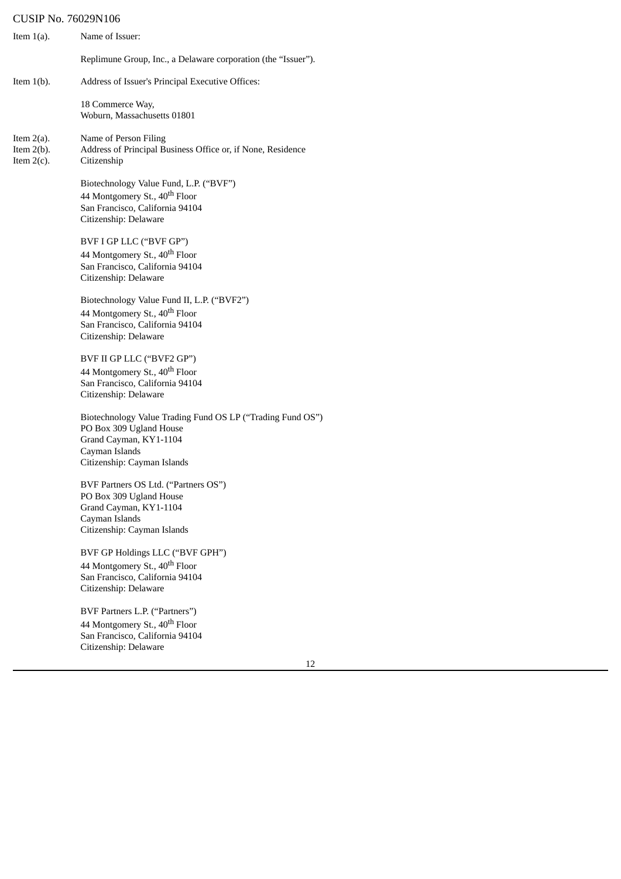CUSIP No. 76029N106

Item 1(a). Name of Issuer:

Replimune Group, Inc., a Delaware corporation (the "Issuer").

Item 1(b). Address of Issuer's Principal Executive Offices:

18 Commerce Way,
Woburn, Massachusetts 01801

Item 2(a). Name of Person Filing
Item 2(b). Address of Principal Business Office or, if None, Residence
Item 2(c). Citizenship

Biotechnology Value Fund, L.P. ("BVF")
44 Montgomery St., 40th Floor
San Francisco, California 94104
Citizenship: Delaware

BVF I GP LLC ("BVF GP")
44 Montgomery St., 40th Floor
San Francisco, California 94104
Citizenship: Delaware

Biotechnology Value Fund II, L.P. ("BVF2")
44 Montgomery St., 40th Floor
San Francisco, California 94104
Citizenship: Delaware

BVF II GP LLC ("BVF2 GP")
44 Montgomery St., 40th Floor
San Francisco, California 94104
Citizenship: Delaware

Biotechnology Value Trading Fund OS LP ("Trading Fund OS")
PO Box 309 Ugland House
Grand Cayman, KY1-1104
Cayman Islands
Citizenship: Cayman Islands

BVF Partners OS Ltd. ("Partners OS")
PO Box 309 Ugland House
Grand Cayman, KY1-1104
Cayman Islands
Citizenship: Cayman Islands

BVF GP Holdings LLC ("BVF GPH")
44 Montgomery St., 40th Floor
San Francisco, California 94104
Citizenship: Delaware

BVF Partners L.P. ("Partners")
44 Montgomery St., 40th Floor
San Francisco, California 94104
Citizenship: Delaware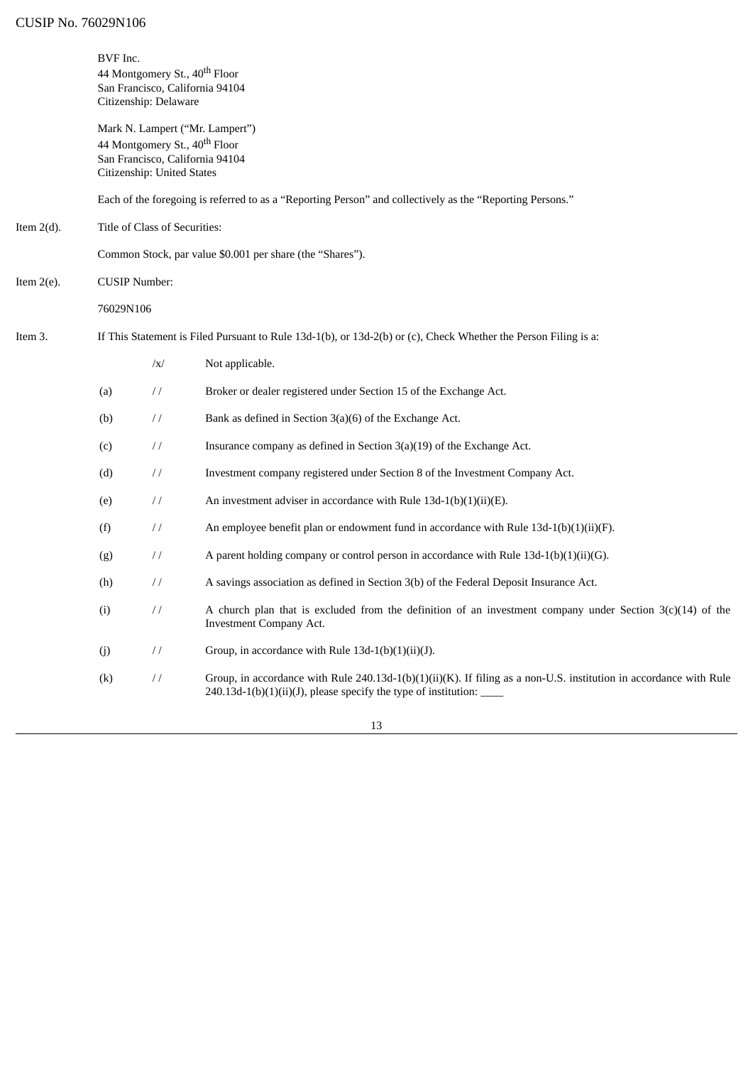BVF Inc.
44 Montgomery St., 40th Floor
San Francisco, California 94104
Citizenship: Delaware

Mark N. Lampert ("Mr. Lampert")
44 Montgomery St., 40th Floor
San Francisco, California 94104
Citizenship: United States

Each of the foregoing is referred to as a "Reporting Person" and collectively as the "Reporting Persons."

Item 2(d). Title of Class of Securities:

Common Stock, par value $0.001 per share (the "Shares").

Item 2(e). CUSIP Number:

76029N106

Item 3. If This Statement is Filed Pursuant to Rule 13d-1(b), or 13d-2(b) or (c), Check Whether the Person Filing is a:

| | | |
|---|---|---|
| | /x/ | Not applicable. |
| (a) | / / | Broker or dealer registered under Section 15 of the Exchange Act. |
| (b) | / / | Bank as defined in Section 3(a)(6) of the Exchange Act. |
| (c) | / / | Insurance company as defined in Section 3(a)(19) of the Exchange Act. |
| (d) | / / | Investment company registered under Section 8 of the Investment Company Act. |
| (e) | / / | An investment adviser in accordance with Rule 13d-1(b)(1)(ii)(E). |
| (f) | / / | An employee benefit plan or endowment fund in accordance with Rule 13d-1(b)(1)(ii)(F). |
| (g) | / / | A parent holding company or control person in accordance with Rule 13d-1(b)(1)(ii)(G). |
| (h) | / / | A savings association as defined in Section 3(b) of the Federal Deposit Insurance Act. |
| (i) | / / | A church plan that is excluded from the definition of an investment company under Section 3(c)(14) of the Investment Company Act. |
| (j) | / / | Group, in accordance with Rule 13d-1(b)(1)(ii)(J). |
| (k) | / / | Group, in accordance with Rule 240.13d-1(b)(1)(ii)(K). If filing as a non-U.S. institution in accordance with Rule 240.13d-1(b)(1)(ii)(J), please specify the type of institution: ____ |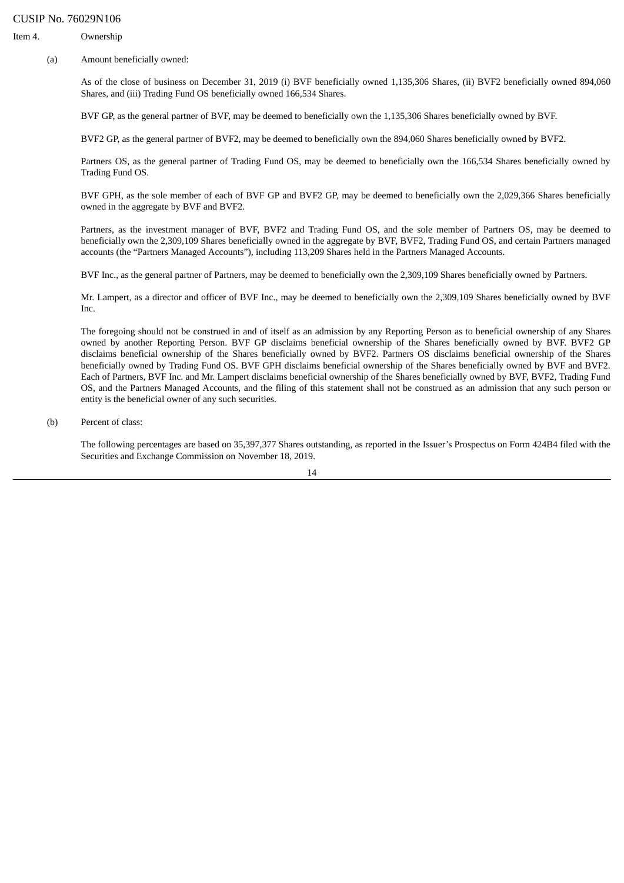CUSIP No. 76029N106

Item 4. Ownership

(a) Amount beneficially owned:

As of the close of business on December 31, 2019 (i) BVF beneficially owned 1,135,306 Shares, (ii) BVF2 beneficially owned 894,060 Shares, and (iii) Trading Fund OS beneficially owned 166,534 Shares.

BVF GP, as the general partner of BVF, may be deemed to beneficially own the 1,135,306 Shares beneficially owned by BVF.

BVF2 GP, as the general partner of BVF2, may be deemed to beneficially own the 894,060 Shares beneficially owned by BVF2.

Partners OS, as the general partner of Trading Fund OS, may be deemed to beneficially own the 166,534 Shares beneficially owned by Trading Fund OS.

BVF GPH, as the sole member of each of BVF GP and BVF2 GP, may be deemed to beneficially own the 2,029,366 Shares beneficially owned in the aggregate by BVF and BVF2.

Partners, as the investment manager of BVF, BVF2 and Trading Fund OS, and the sole member of Partners OS, may be deemed to beneficially own the 2,309,109 Shares beneficially owned in the aggregate by BVF, BVF2, Trading Fund OS, and certain Partners managed accounts (the "Partners Managed Accounts"), including 113,209 Shares held in the Partners Managed Accounts.

BVF Inc., as the general partner of Partners, may be deemed to beneficially own the 2,309,109 Shares beneficially owned by Partners.

Mr. Lampert, as a director and officer of BVF Inc., may be deemed to beneficially own the 2,309,109 Shares beneficially owned by BVF Inc.

The foregoing should not be construed in and of itself as an admission by any Reporting Person as to beneficial ownership of any Shares owned by another Reporting Person. BVF GP disclaims beneficial ownership of the Shares beneficially owned by BVF. BVF2 GP disclaims beneficial ownership of the Shares beneficially owned by BVF2. Partners OS disclaims beneficial ownership of the Shares beneficially owned by Trading Fund OS. BVF GPH disclaims beneficial ownership of the Shares beneficially owned by BVF and BVF2. Each of Partners, BVF Inc. and Mr. Lampert disclaims beneficial ownership of the Shares beneficially owned by BVF, BVF2, Trading Fund OS, and the Partners Managed Accounts, and the filing of this statement shall not be construed as an admission that any such person or entity is the beneficial owner of any such securities.

(b) Percent of class:

The following percentages are based on 35,397,377 Shares outstanding, as reported in the Issuer's Prospectus on Form 424B4 filed with the Securities and Exchange Commission on November 18, 2019.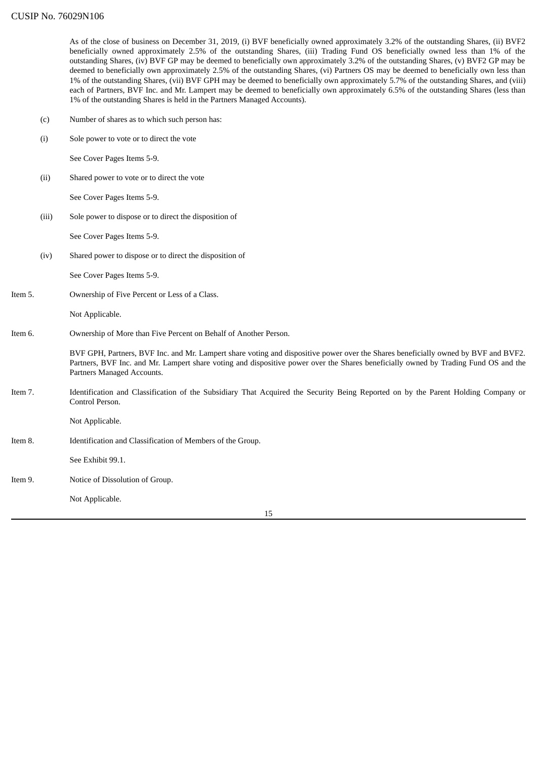As of the close of business on December 31, 2019, (i) BVF beneficially owned approximately 3.2% of the outstanding Shares, (ii) BVF2 beneficially owned approximately 2.5% of the outstanding Shares, (iii) Trading Fund OS beneficially owned less than 1% of the outstanding Shares, (iv) BVF GP may be deemed to beneficially own approximately 3.2% of the outstanding Shares, (v) BVF2 GP may be deemed to beneficially own approximately 2.5% of the outstanding Shares, (vi) Partners OS may be deemed to beneficially own less than 1% of the outstanding Shares, (vii) BVF GPH may be deemed to beneficially own approximately 5.7% of the outstanding Shares, and (viii) each of Partners, BVF Inc. and Mr. Lampert may be deemed to beneficially own approximately 6.5% of the outstanding Shares (less than 1% of the outstanding Shares is held in the Partners Managed Accounts).

(c) Number of shares as to which such person has:

(i) Sole power to vote or to direct the vote

See Cover Pages Items 5-9.

(ii) Shared power to vote or to direct the vote

See Cover Pages Items 5-9.

(iii) Sole power to dispose or to direct the disposition of

See Cover Pages Items 5-9.

(iv) Shared power to dispose or to direct the disposition of

See Cover Pages Items 5-9.

Item 5. Ownership of Five Percent or Less of a Class.

Not Applicable.

Item 6. Ownership of More than Five Percent on Behalf of Another Person.

BVF GPH, Partners, BVF Inc. and Mr. Lampert share voting and dispositive power over the Shares beneficially owned by BVF and BVF2. Partners, BVF Inc. and Mr. Lampert share voting and dispositive power over the Shares beneficially owned by Trading Fund OS and the Partners Managed Accounts.

Item 7. Identification and Classification of the Subsidiary That Acquired the Security Being Reported on by the Parent Holding Company or Control Person.

Not Applicable.

Item 8. Identification and Classification of Members of the Group.

See Exhibit 99.1.

Item 9. Notice of Dissolution of Group.

Not Applicable.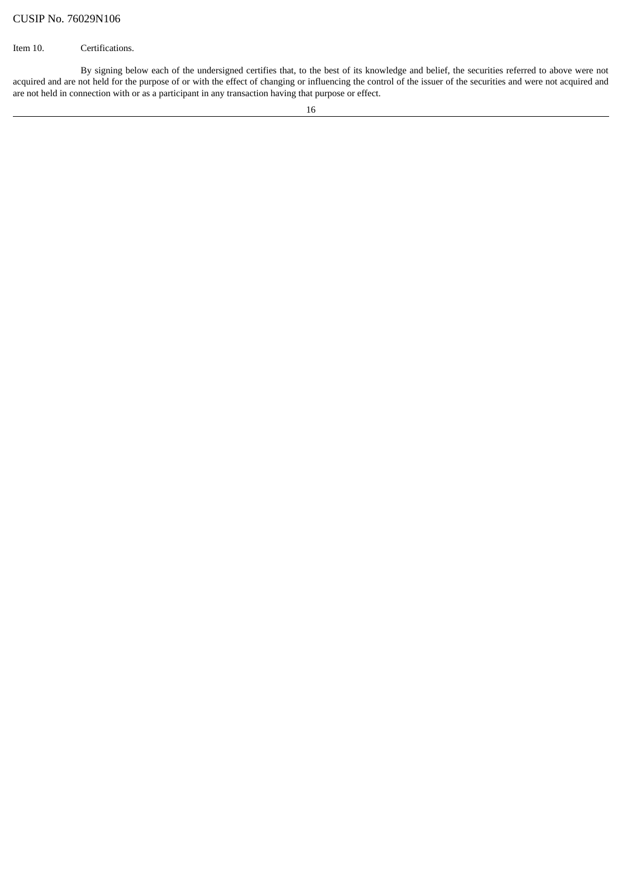CUSIP No. 76029N106

Item 10. Certifications.

By signing below each of the undersigned certifies that, to the best of its knowledge and belief, the securities referred to above were not acquired and are not held for the purpose of or with the effect of changing or influencing the control of the issuer of the securities and were not acquired and are not held in connection with or as a participant in any transaction having that purpose or effect.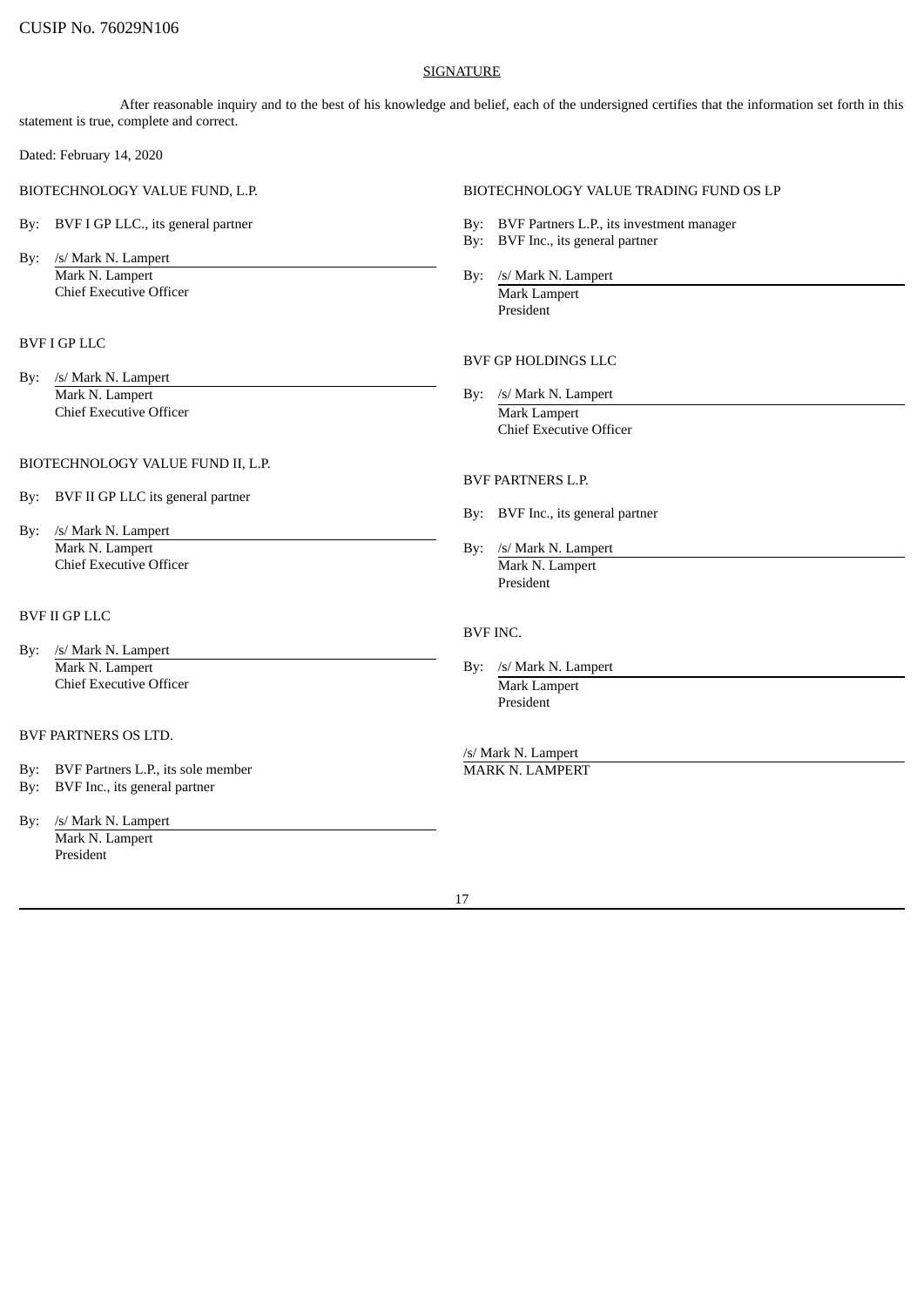CUSIP No. 76029N106

## SIGNATURE

After reasonable inquiry and to the best of his knowledge and belief, each of the undersigned certifies that the information set forth in this statement is true, complete and correct.

Dated: February 14, 2020

BIOTECHNOLOGY VALUE FUND, L.P.

By: BVF I GP LLC., its general partner

By: /s/ Mark N. Lampert
Mark N. Lampert
Chief Executive Officer

BVF I GP LLC

By: /s/ Mark N. Lampert
Mark N. Lampert
Chief Executive Officer

BIOTECHNOLOGY VALUE FUND II, L.P.

By: BVF II GP LLC its general partner

By: /s/ Mark N. Lampert
Mark N. Lampert
Chief Executive Officer

BVF II GP LLC

By: /s/ Mark N. Lampert
Mark N. Lampert
Chief Executive Officer

BVF PARTNERS OS LTD.

By: BVF Partners L.P., its sole member
By: BVF Inc., its general partner

By: /s/ Mark N. Lampert
Mark N. Lampert
President

BIOTECHNOLOGY VALUE TRADING FUND OS LP

By: BVF Partners L.P., its investment manager
By: BVF Inc., its general partner

By: /s/ Mark N. Lampert
Mark Lampert
President

BVF GP HOLDINGS LLC

By: /s/ Mark N. Lampert
Mark Lampert
Chief Executive Officer

BVF PARTNERS L.P.

By: BVF Inc., its general partner

By: /s/ Mark N. Lampert
Mark N. Lampert
President

BVF INC.

By: /s/ Mark N. Lampert
Mark Lampert
President

/s/ Mark N. Lampert
MARK N. LAMPERT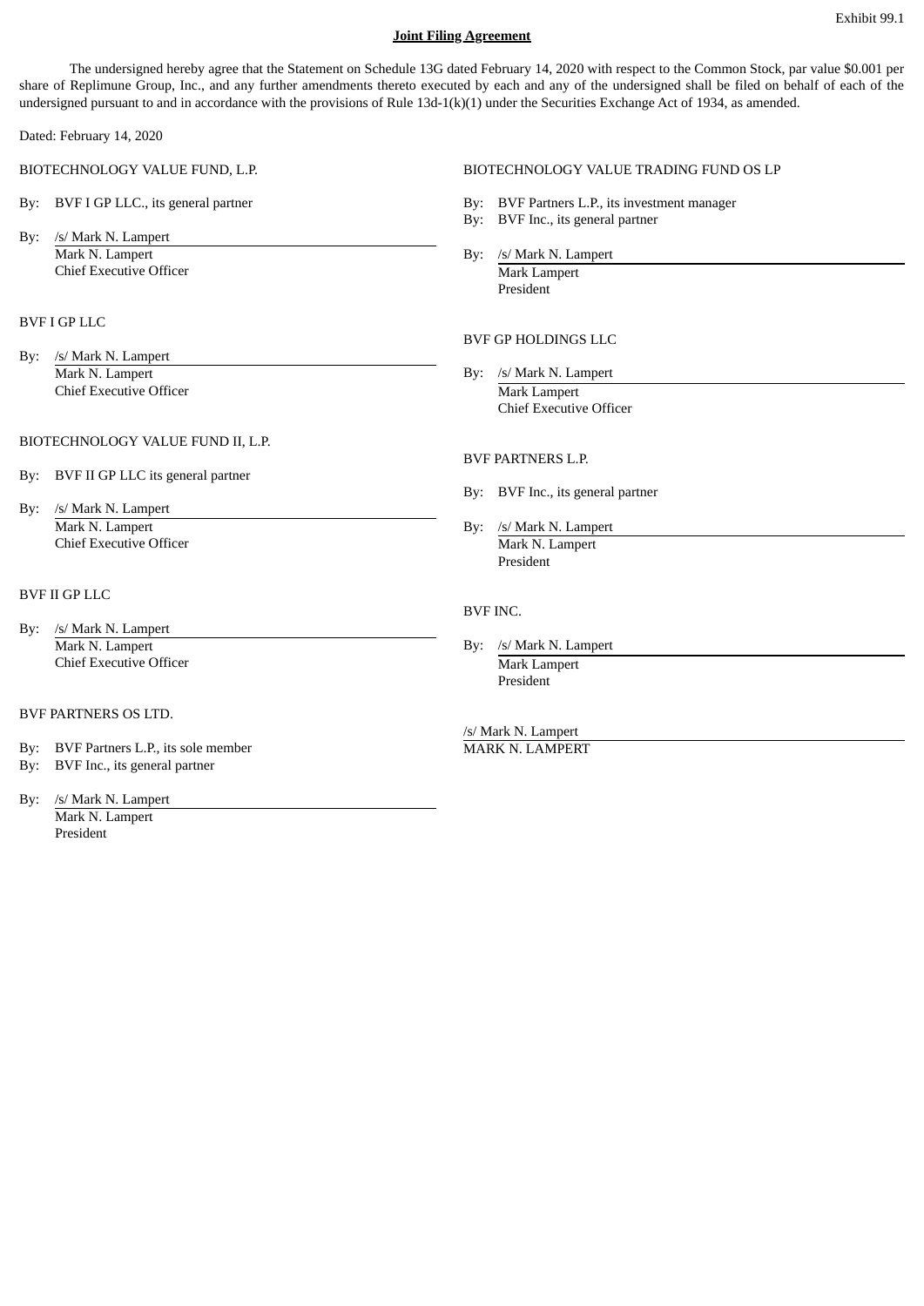Exhibit 99.1

**Joint Filing Agreement**

The undersigned hereby agree that the Statement on Schedule 13G dated February 14, 2020 with respect to the Common Stock, par value $0.001 per share of Replimune Group, Inc., and any further amendments thereto executed by each and any of the undersigned shall be filed on behalf of each of the undersigned pursuant to and in accordance with the provisions of Rule 13d-1(k)(1) under the Securities Exchange Act of 1934, as amended.

Dated: February 14, 2020

BIOTECHNOLOGY VALUE FUND, L.P.

By: BVF I GP LLC., its general partner

By: /s/ Mark N. Lampert
Mark N. Lampert
Chief Executive Officer

BVF I GP LLC

By: /s/ Mark N. Lampert
Mark N. Lampert
Chief Executive Officer

BIOTECHNOLOGY VALUE FUND II, L.P.

By: BVF II GP LLC its general partner

By: /s/ Mark N. Lampert
Mark N. Lampert
Chief Executive Officer

BVF II GP LLC

By: /s/ Mark N. Lampert
Mark N. Lampert
Chief Executive Officer

BVF PARTNERS OS LTD.

By: BVF Partners L.P., its sole member
By: BVF Inc., its general partner

By: /s/ Mark N. Lampert
Mark N. Lampert
President

BIOTECHNOLOGY VALUE TRADING FUND OS LP

By: BVF Partners L.P., its investment manager
By: BVF Inc., its general partner

By: /s/ Mark N. Lampert
Mark Lampert
President

BVF GP HOLDINGS LLC

By: /s/ Mark N. Lampert
Mark Lampert
Chief Executive Officer

BVF PARTNERS L.P.

By: BVF Inc., its general partner

By: /s/ Mark N. Lampert
Mark N. Lampert
President

BVF INC.

By: /s/ Mark N. Lampert
Mark Lampert
President

/s/ Mark N. Lampert
MARK N. LAMPERT